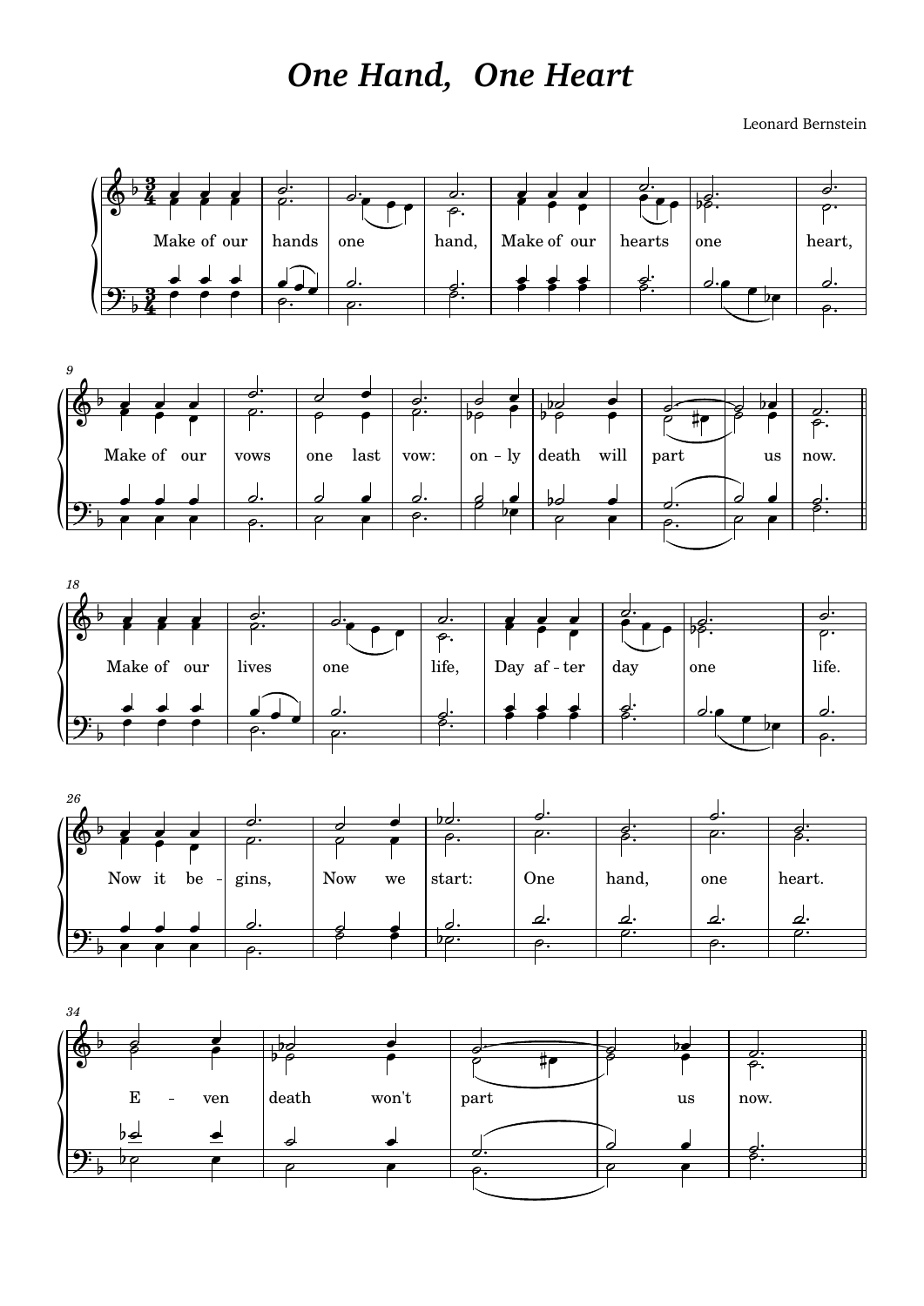# *One Hand, One Heart*

Leonard Bernstein

Make of our hands one hand, Make of our hearts one heart,

Make of our vows one last vow: on - ly death will part us now.

Make of our lives one life, Day af - ter day one life.

Now it be - gins, Now we start: One hand, one heart.

E - ven death won't part us now.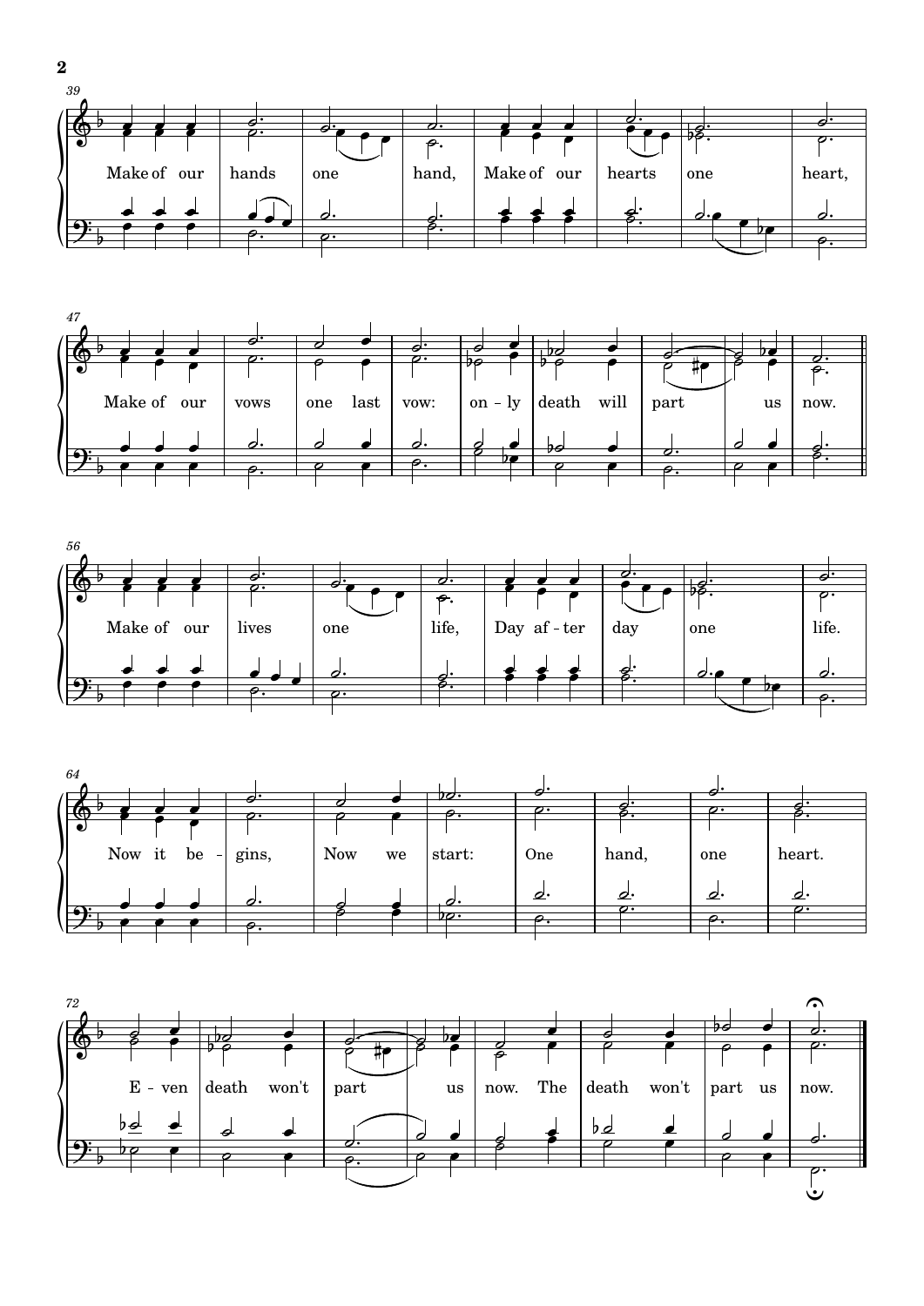Make of our hands one hand, Make of our hearts one heart,

Make of our vows one last vow: on - ly death will part us now.

Make of our lives one life, Day af - ter day one life.

Now it be - gins, Now we start: One hand, one heart.

E - ven death won't part us now. The death won't part us now.